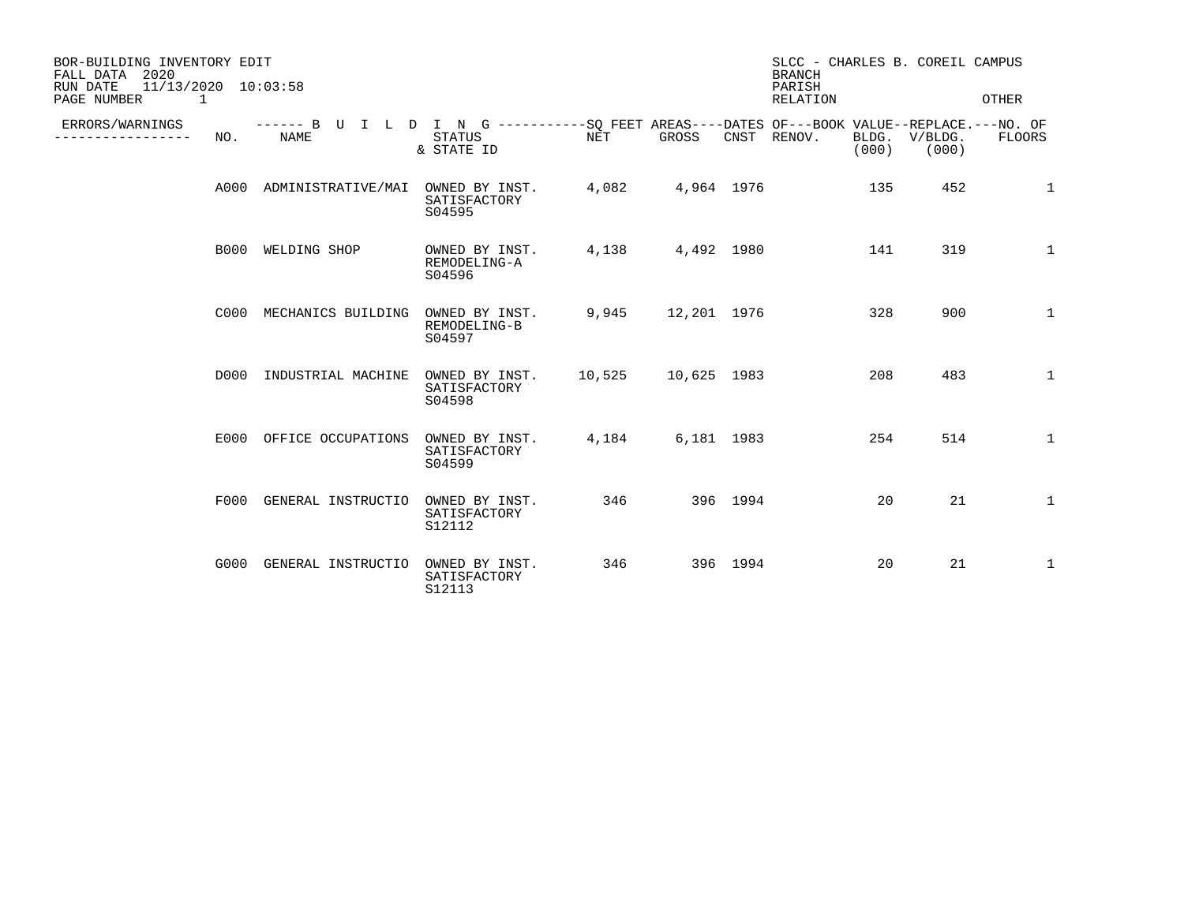BOR-BUILDING INVENTORY EDIT
FALL DATA 2020
RUN DATE 11/13/2020 10:03:58
PAGE NUMBER 1

SLCC - CHARLES B. COREIL CAMPUS
BRANCH
PARISH
RELATION OTHER

| ERRORS/WARNINGS | NO. | NAME | STATUS & STATE ID | NET | GROSS | CNST | RENOV. | BOOK VALUE BLDG. (000) | REPLACE. V/BLDG. (000) | NO. OF FLOORS |
|---|---|---|---|---|---|---|---|---|---|---|
| | A000 | ADMINISTRATIVE/MAI | OWNED BY INST. SATISFACTORY S04595 | 4,082 | 4,964 | 1976 | | 135 | 452 | 1 |
| | B000 | WELDING SHOP | OWNED BY INST. REMODELING-A S04596 | 4,138 | 4,492 | 1980 | | 141 | 319 | 1 |
| | C000 | MECHANICS BUILDING | OWNED BY INST. REMODELING-B S04597 | 9,945 | 12,201 | 1976 | | 328 | 900 | 1 |
| | D000 | INDUSTRIAL MACHINE | OWNED BY INST. SATISFACTORY S04598 | 10,525 | 10,625 | 1983 | | 208 | 483 | 1 |
| | E000 | OFFICE OCCUPATIONS | OWNED BY INST. SATISFACTORY S04599 | 4,184 | 6,181 | 1983 | | 254 | 514 | 1 |
| | F000 | GENERAL INSTRUCTIO | OWNED BY INST. SATISFACTORY S12112 | 346 | 396 | 1994 | | 20 | 21 | 1 |
| | G000 | GENERAL INSTRUCTIO | OWNED BY INST. SATISFACTORY S12113 | 346 | 396 | 1994 | | 20 | 21 | 1 |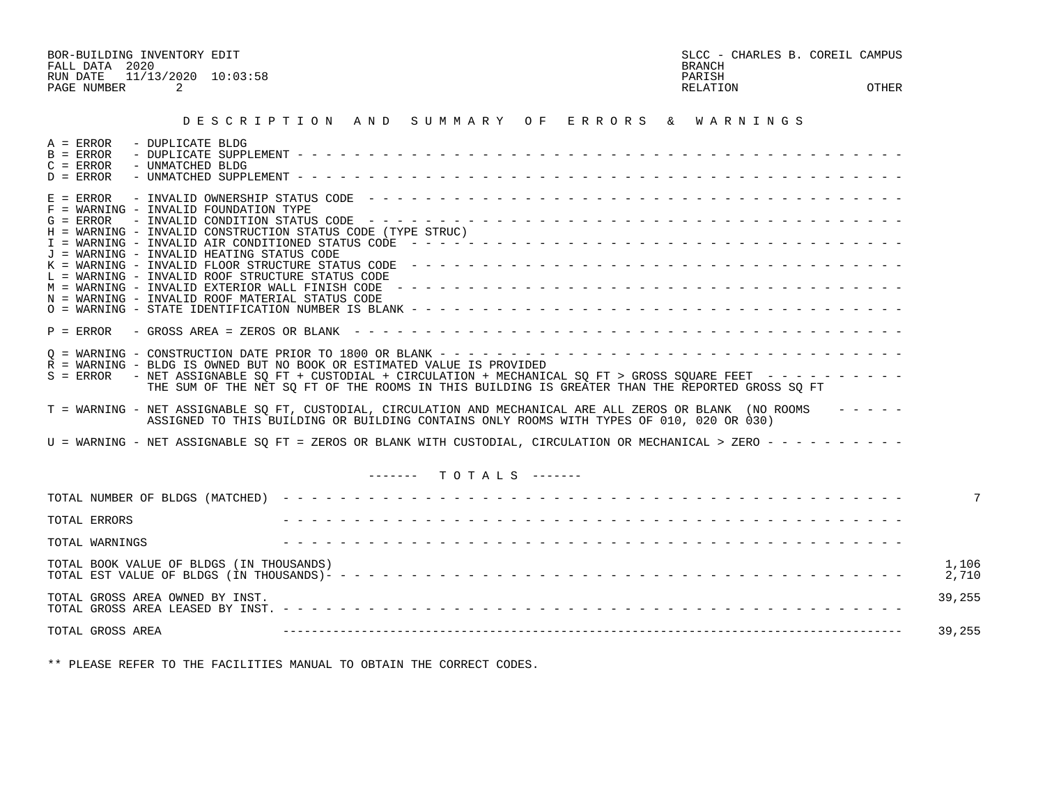BOR-BUILDING INVENTORY EDIT
FALL DATA 2020
RUN DATE 11/13/2020 10:03:58
PAGE NUMBER 2

SLCC - CHARLES B. COREIL CAMPUS
BRANCH
PARISH
RELATION OTHER

## DESCRIPTION AND SUMMARY OF ERRORS & WARNINGS

A = ERROR - DUPLICATE BLDG
B = ERROR - DUPLICATE SUPPLEMENT
C = ERROR - UNMATCHED BLDG
D = ERROR - UNMATCHED SUPPLEMENT

E = ERROR - INVALID OWNERSHIP STATUS CODE
F = WARNING - INVALID FOUNDATION TYPE
G = ERROR - INVALID CONDITION STATUS CODE
H = WARNING - INVALID CONSTRUCTION STATUS CODE (TYPE STRUC)
I = WARNING - INVALID AIR CONDITIONED STATUS CODE
J = WARNING - INVALID HEATING STATUS CODE
K = WARNING - INVALID FLOOR STRUCTURE STATUS CODE
L = WARNING - INVALID ROOF STRUCTURE STATUS CODE
M = WARNING - INVALID EXTERIOR WALL FINISH CODE
N = WARNING - INVALID ROOF MATERIAL STATUS CODE
O = WARNING - STATE IDENTIFICATION NUMBER IS BLANK

P = ERROR - GROSS AREA = ZEROS OR BLANK

Q = WARNING - CONSTRUCTION DATE PRIOR TO 1800 OR BLANK
R = WARNING - BLDG IS OWNED BUT NO BOOK OR ESTIMATED VALUE IS PROVIDED
S = ERROR - NET ASSIGNABLE SQ FT + CUSTODIAL + CIRCULATION + MECHANICAL SQ FT > GROSS SQUARE FEET
THE SUM OF THE NET SQ FT OF THE ROOMS IN THIS BUILDING IS GREATER THAN THE REPORTED GROSS SQ FT

T = WARNING - NET ASSIGNABLE SQ FT, CUSTODIAL, CIRCULATION AND MECHANICAL ARE ALL ZEROS OR BLANK (NO ROOMS ASSIGNED TO THIS BUILDING OR BUILDING CONTAINS ONLY ROOMS WITH TYPES OF 010, 020 OR 030)

U = WARNING - NET ASSIGNABLE SQ FT = ZEROS OR BLANK WITH CUSTODIAL, CIRCULATION OR MECHANICAL > ZERO

## TOTALS

| | |
|---|---|
| TOTAL NUMBER OF BLDGS (MATCHED) | 7 |
| TOTAL ERRORS | |
| TOTAL WARNINGS | |
| TOTAL BOOK VALUE OF BLDGS (IN THOUSANDS) | 1,106 |
| TOTAL EST VALUE OF BLDGS (IN THOUSANDS) | 2,710 |
| TOTAL GROSS AREA OWNED BY INST. | 39,255 |
| TOTAL GROSS AREA LEASED BY INST. | |
| TOTAL GROSS AREA | 39,255 |

** PLEASE REFER TO THE FACILITIES MANUAL TO OBTAIN THE CORRECT CODES.